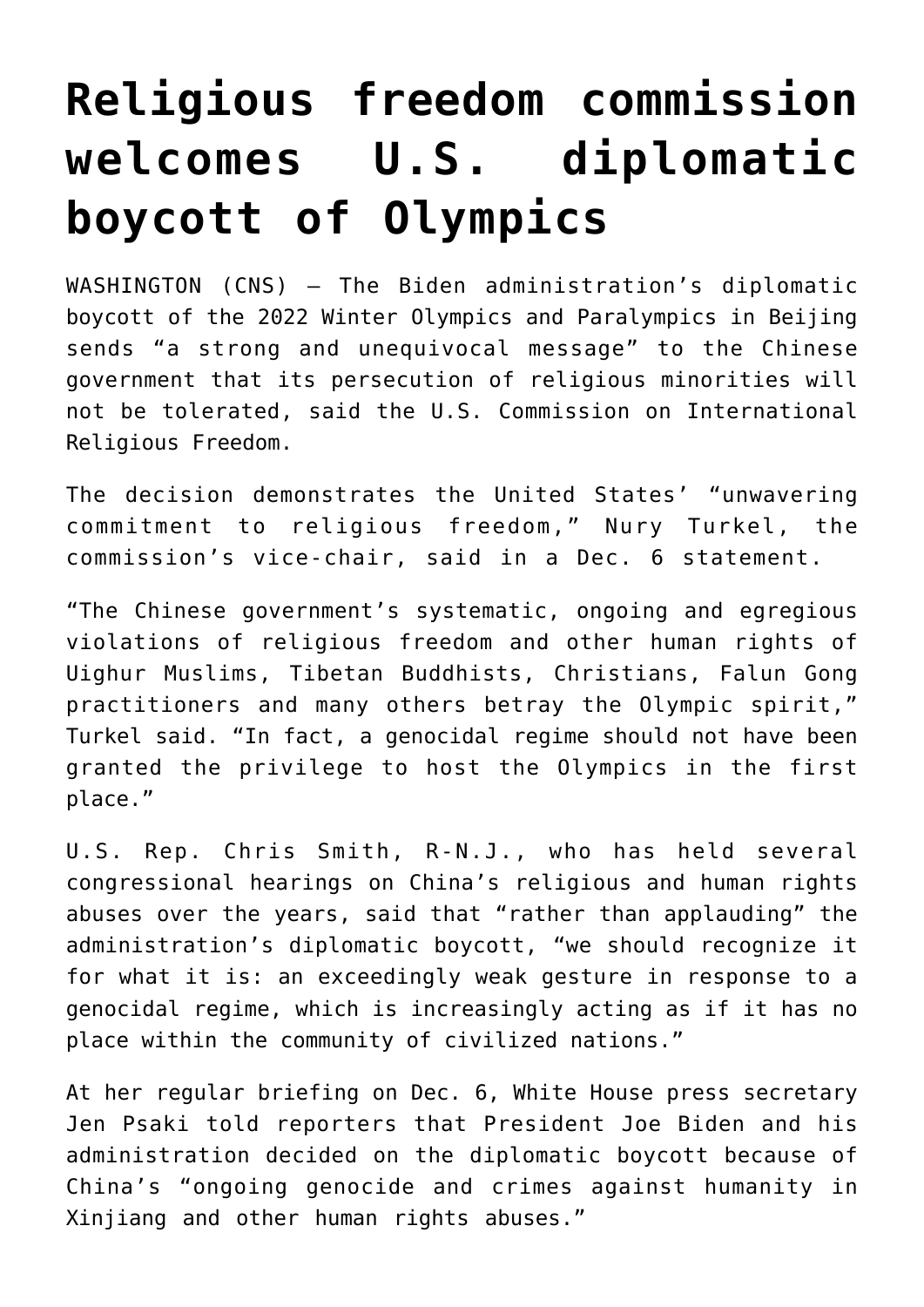# Religious freedom commission welcomes U.S. diplomatic boycott of Olympics

WASHINGTON (CNS) — The Biden administration's diplomatic boycott of the 2022 Winter Olympics and Paralympics in Beijing sends "a strong and unequivocal message" to the Chinese government that its persecution of religious minorities will not be tolerated, said the U.S. Commission on International Religious Freedom.

The decision demonstrates the United States' "unwavering commitment to religious freedom," Nury Turkel, the commission's vice-chair, said in a Dec. 6 statement.

"The Chinese government's systematic, ongoing and egregious violations of religious freedom and other human rights of Uighur Muslims, Tibetan Buddhists, Christians, Falun Gong practitioners and many others betray the Olympic spirit," Turkel said. "In fact, a genocidal regime should not have been granted the privilege to host the Olympics in the first place."

U.S. Rep. Chris Smith, R-N.J., who has held several congressional hearings on China's religious and human rights abuses over the years, said that "rather than applauding" the administration's diplomatic boycott, "we should recognize it for what it is: an exceedingly weak gesture in response to a genocidal regime, which is increasingly acting as if it has no place within the community of civilized nations."

At her regular briefing on Dec. 6, White House press secretary Jen Psaki told reporters that President Joe Biden and his administration decided on the diplomatic boycott because of China's "ongoing genocide and crimes against humanity in Xinjiang and other human rights abuses."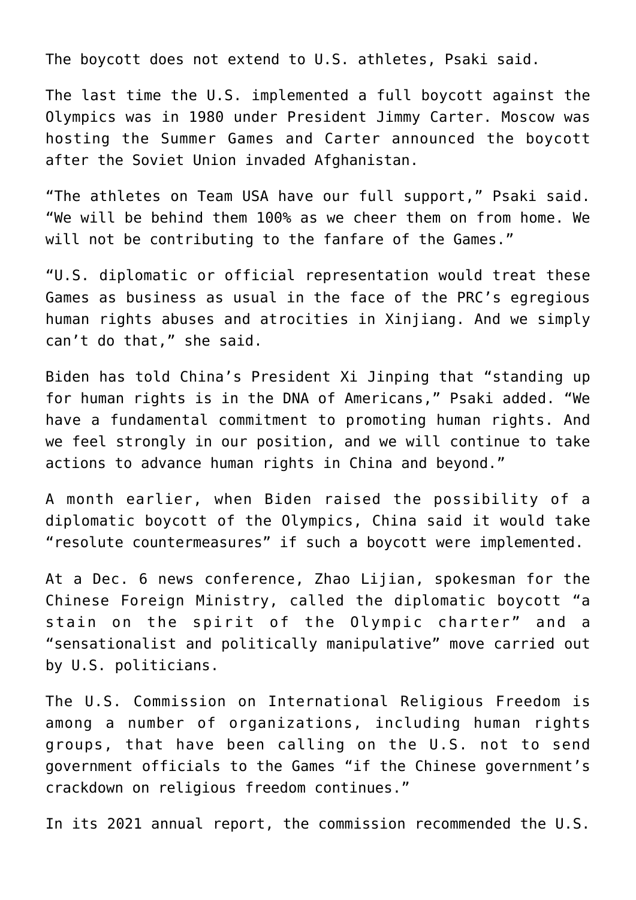The boycott does not extend to U.S. athletes, Psaki said.

The last time the U.S. implemented a full boycott against the Olympics was in 1980 under President Jimmy Carter. Moscow was hosting the Summer Games and Carter announced the boycott after the Soviet Union invaded Afghanistan.

“The athletes on Team USA have our full support,” Psaki said. “We will be behind them 100% as we cheer them on from home. We will not be contributing to the fanfare of the Games.”

“U.S. diplomatic or official representation would treat these Games as business as usual in the face of the PRC’s egregious human rights abuses and atrocities in Xinjiang. And we simply can’t do that,” she said.

Biden has told China’s President Xi Jinping that “standing up for human rights is in the DNA of Americans,” Psaki added. “We have a fundamental commitment to promoting human rights. And we feel strongly in our position, and we will continue to take actions to advance human rights in China and beyond.”

A month earlier, when Biden raised the possibility of a diplomatic boycott of the Olympics, China said it would take “resolute countermeasures” if such a boycott were implemented.

At a Dec. 6 news conference, Zhao Lijian, spokesman for the Chinese Foreign Ministry, called the diplomatic boycott “a stain on the spirit of the Olympic charter” and a “sensationalist and politically manipulative” move carried out by U.S. politicians.

The U.S. Commission on International Religious Freedom is among a number of organizations, including human rights groups, that have been calling on the U.S. not to send government officials to the Games “if the Chinese government’s crackdown on religious freedom continues.”

In its 2021 annual report, the commission recommended the U.S.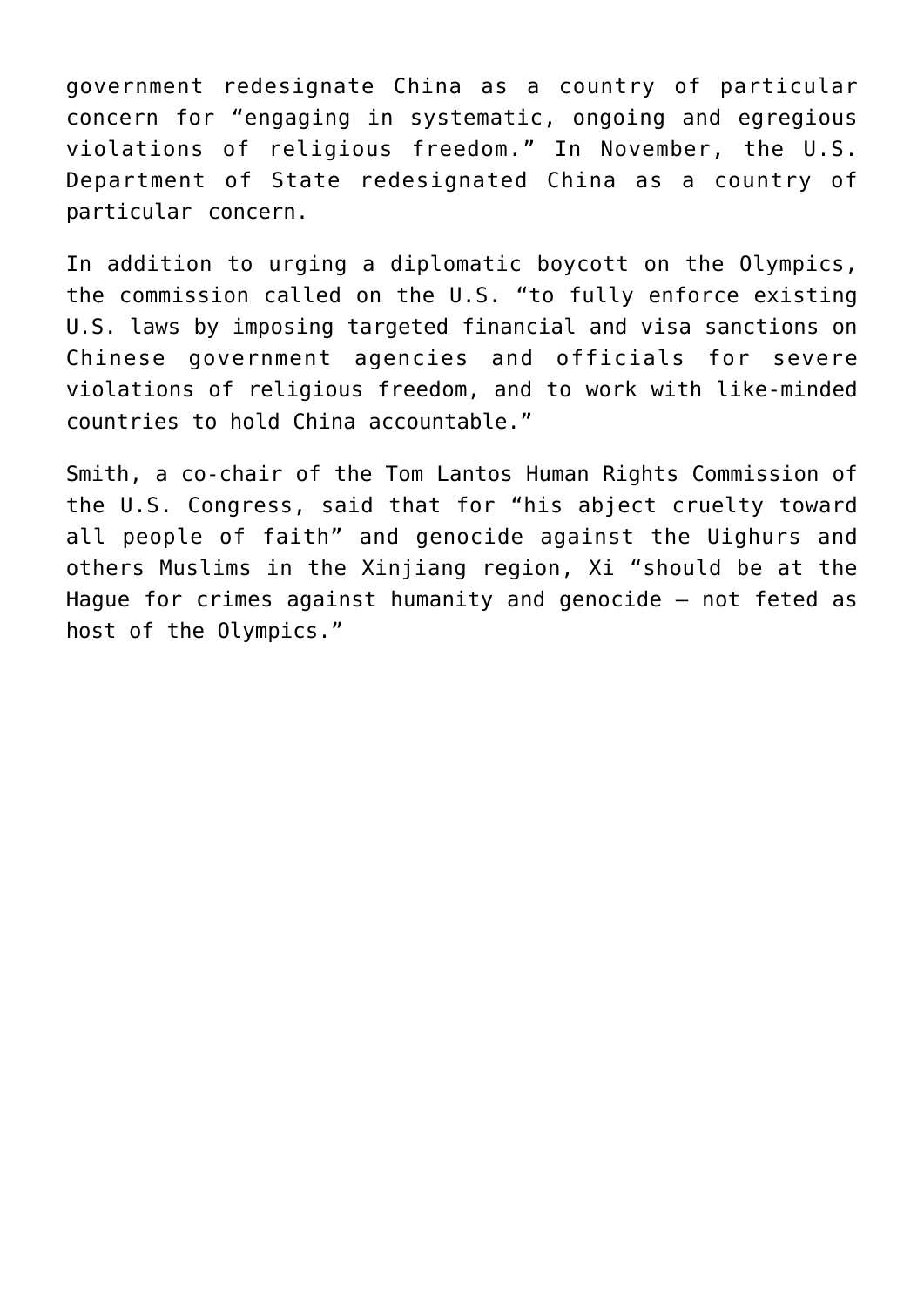government redesignate China as a country of particular concern for "engaging in systematic, ongoing and egregious violations of religious freedom." In November, the U.S. Department of State redesignated China as a country of particular concern.

In addition to urging a diplomatic boycott on the Olympics, the commission called on the U.S. "to fully enforce existing U.S. laws by imposing targeted financial and visa sanctions on Chinese government agencies and officials for severe violations of religious freedom, and to work with like-minded countries to hold China accountable."

Smith, a co-chair of the Tom Lantos Human Rights Commission of the U.S. Congress, said that for "his abject cruelty toward all people of faith" and genocide against the Uighurs and others Muslims in the Xinjiang region, Xi "should be at the Hague for crimes against humanity and genocide — not feted as host of the Olympics."